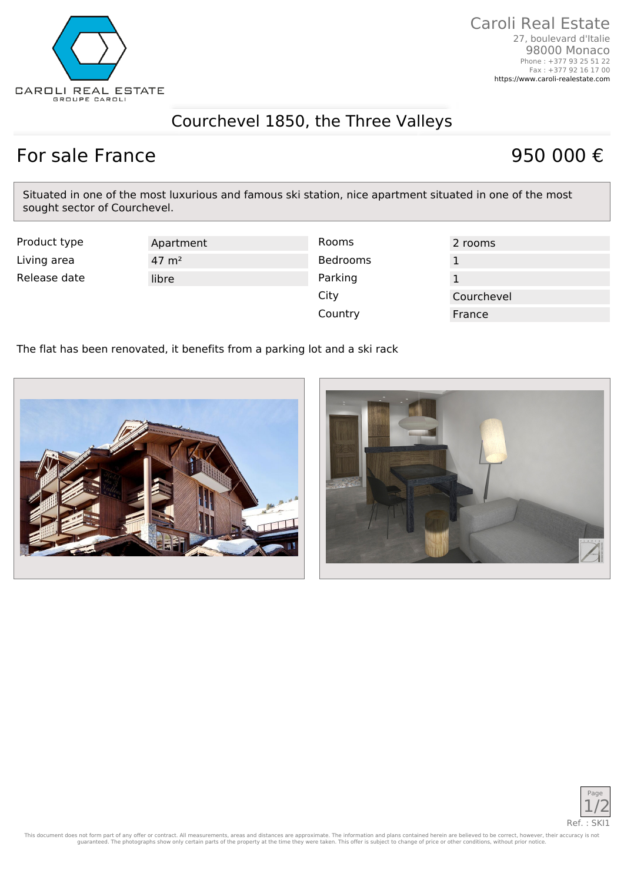Caroli Real Estate
27, boulevard d'Italie
98000 Monaco
Phone : +377 93 25 51 22
Fax : +377 92 16 17 00
https://www.caroli-realestate.com

# Courchevel 1850, the Three Valleys

## For sale France

## 950 000 €

Situated in one of the most luxurious and famous ski station, nice apartment situated in one of the most sought sector of Courchevel.

| Product type | Apartment | Rooms | 2 rooms |
|---|---|---|---|
| Living area | 47 m² | Bedrooms | 1 |
| Release date | libre | Parking | 1 |
| | | City | Courchevel |
| | | Country | France |

The flat has been renovated, it benefits from a parking lot and a ski rack

Ref. : SKI1

This document does not form part of any offer or contract. All measurements, areas and distances are approximate. The information and plans contained herein are believed to be correct, however, their accuracy is not guaranteed. The photographs show only certain parts of the property at the time they were taken. This offer is subject to change of price or other conditions, without prior notice.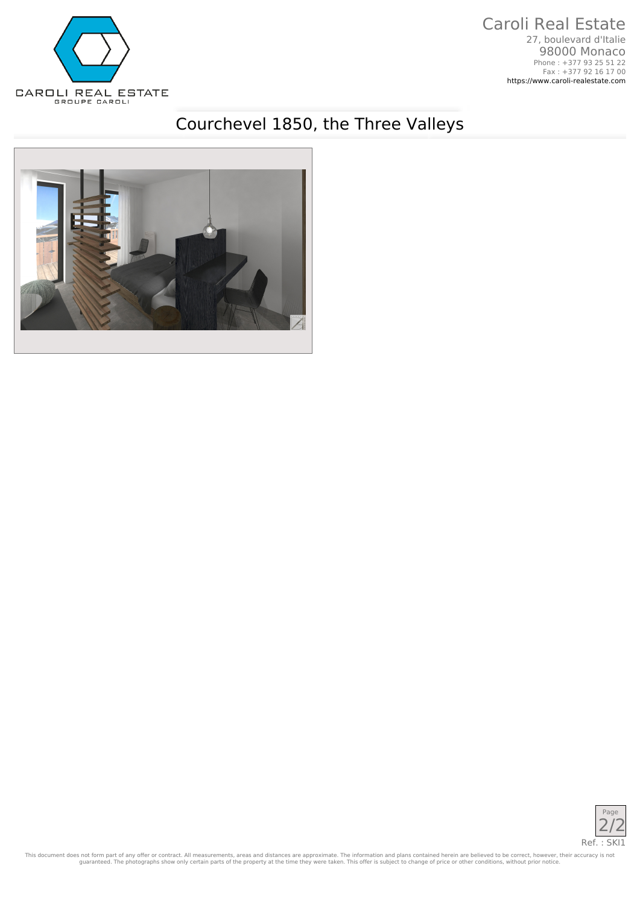# Courchevel 1850, the Three Valleys

Ref. : SKI1

This document does not form part of any offer or contract. All measurements, areas and distances are approximate. The information and plans contained herein are believed to be correct, however, their accuracy is not guaranteed. The photographs show only certain parts of the property at the time they were taken. This offer is subject to change of price or other conditions, without prior notice.